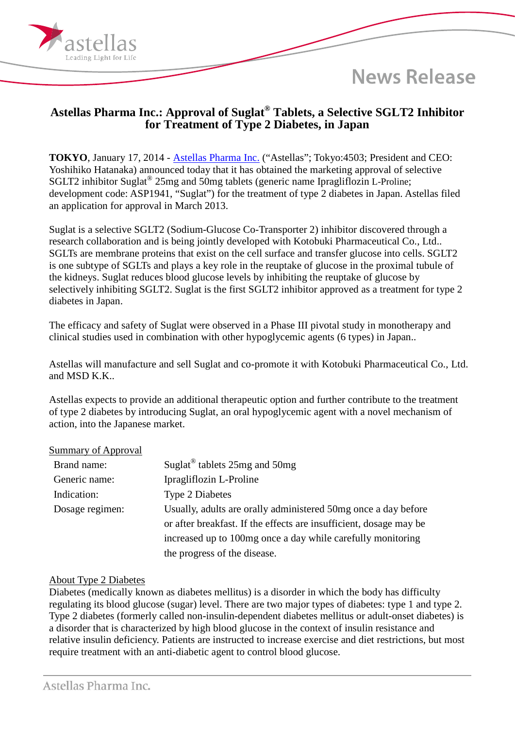News Release

# Astellas Pharma Inc.: Approval of Suglat® Tablets, a Selective SGLT2 Inhibitor for Treatment of Type 2 Diabetes, in Japan

**TOKYO**, January 17, 2014 - Astellas Pharma Inc. ("Astellas"; Tokyo:4503; President and CEO: Yoshihiko Hatanaka) announced today that it has obtained the marketing approval of selective SGLT2 inhibitor Suglat® 25mg and 50mg tablets (generic name Ipragliflozin L-Proline; development code: ASP1941, "Suglat") for the treatment of type 2 diabetes in Japan. Astellas filed an application for approval in March 2013.

Suglat is a selective SGLT2 (Sodium-Glucose Co-Transporter 2) inhibitor discovered through a research collaboration and is being jointly developed with Kotobuki Pharmaceutical Co., Ltd.. SGLTs are membrane proteins that exist on the cell surface and transfer glucose into cells. SGLT2 is one subtype of SGLTs and plays a key role in the reuptake of glucose in the proximal tubule of the kidneys. Suglat reduces blood glucose levels by inhibiting the reuptake of glucose by selectively inhibiting SGLT2. Suglat is the first SGLT2 inhibitor approved as a treatment for type 2 diabetes in Japan.

The efficacy and safety of Suglat were observed in a Phase III pivotal study in monotherapy and clinical studies used in combination with other hypoglycemic agents (6 types) in Japan..

Astellas will manufacture and sell Suglat and co-promote it with Kotobuki Pharmaceutical Co., Ltd. and MSD K.K..

Astellas expects to provide an additional therapeutic option and further contribute to the treatment of type 2 diabetes by introducing Suglat, an oral hypoglycemic agent with a novel mechanism of action, into the Japanese market.

## Summary of Approval

| | |
|---|---|
| Brand name: | Suglat® tablets 25mg and 50mg |
| Generic name: | Ipragliflozin L-Proline |
| Indication: | Type 2 Diabetes |
| Dosage regimen: | Usually, adults are orally administered 50mg once a day before or after breakfast. If the effects are insufficient, dosage may be increased up to 100mg once a day while carefully monitoring the progress of the disease. |

## About Type 2 Diabetes

Diabetes (medically known as diabetes mellitus) is a disorder in which the body has difficulty regulating its blood glucose (sugar) level. There are two major types of diabetes: type 1 and type 2. Type 2 diabetes (formerly called non-insulin-dependent diabetes mellitus or adult-onset diabetes) is a disorder that is characterized by high blood glucose in the context of insulin resistance and relative insulin deficiency. Patients are instructed to increase exercise and diet restrictions, but most require treatment with an anti-diabetic agent to control blood glucose.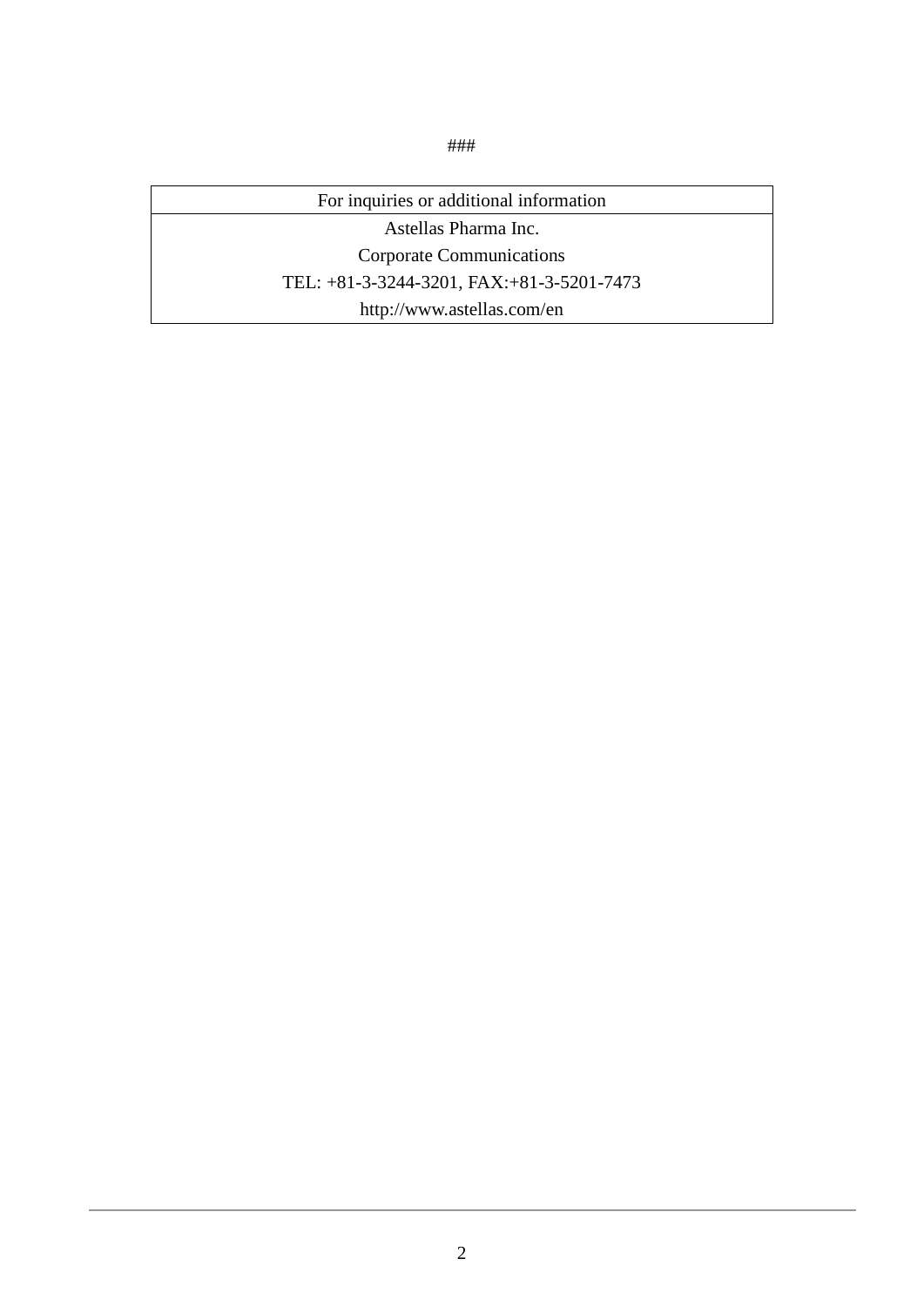###

| For inquiries or additional information |
| --- |
| Astellas Pharma Inc.<br>Corporate Communications<br>TEL: +81-3-3244-3201, FAX:+81-3-5201-7473<br>http://www.astellas.com/en |